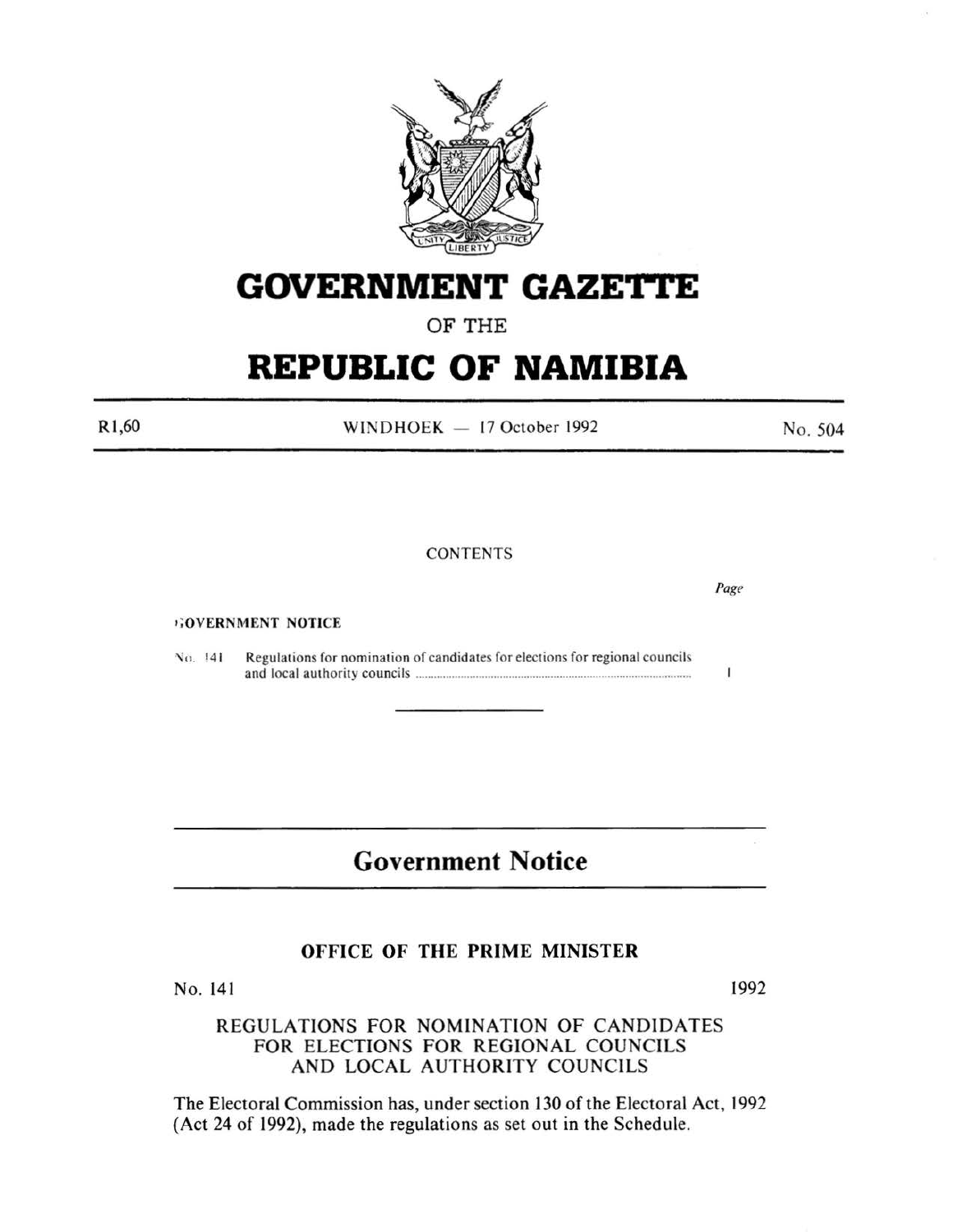# GOVERNMENT GAZETTE

OF THE

# REPUBLIC OF NAMIBIA

R1,60 &nbsp;&nbsp;&nbsp;&nbsp; WINDHOEK — 17 October 1992 &nbsp;&nbsp;&nbsp;&nbsp; No. 504

CONTENTS

| | | Page |
|---|---|---|
| **GOVERNMENT NOTICE** | | |
| No. 141 | Regulations for nomination of candidates for elections for regional councils and local authority councils | 1 |

---

## Government Notice

### OFFICE OF THE PRIME MINISTER

No. 141 &nbsp;&nbsp;&nbsp;&nbsp; 1992

### REGULATIONS FOR NOMINATION OF CANDIDATES FOR ELECTIONS FOR REGIONAL COUNCILS AND LOCAL AUTHORITY COUNCILS

The Electoral Commission has, under section 130 of the Electoral Act, 1992 (Act 24 of 1992), made the regulations as set out in the Schedule.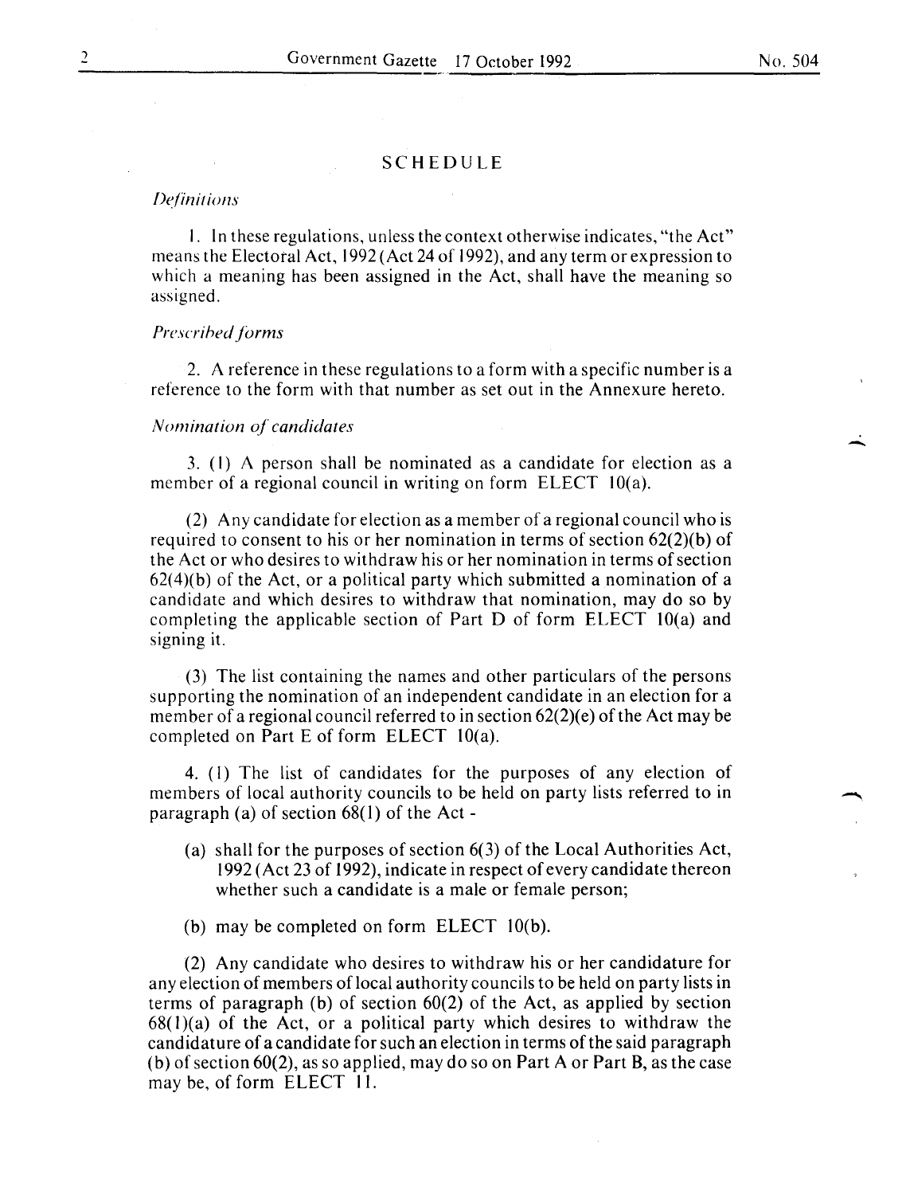## SCHEDULE

*Definitions*

1. In these regulations, unless the context otherwise indicates, "the Act" means the Electoral Act, 1992 (Act 24 of 1992), and any term or expression to which a meaning has been assigned in the Act, shall have the meaning so assigned.

*Prescribed forms*

2. A reference in these regulations to a form with a specific number is a reference to the form with that number as set out in the Annexure hereto.

*Nomination of candidates*

3. (1) A person shall be nominated as a candidate for election as a member of a regional council in writing on form ELECT 10(a).

(2) Any candidate for election as a member of a regional council who is required to consent to his or her nomination in terms of section 62(2)(b) of the Act or who desires to withdraw his or her nomination in terms of section 62(4)(b) of the Act, or a political party which submitted a nomination of a candidate and which desires to withdraw that nomination, may do so by completing the applicable section of Part D of form ELECT 10(a) and signing it.

(3) The list containing the names and other particulars of the persons supporting the nomination of an independent candidate in an election for a member of a regional council referred to in section 62(2)(e) of the Act may be completed on Part E of form ELECT 10(a).

4. (1) The list of candidates for the purposes of any election of members of local authority councils to be held on party lists referred to in paragraph (a) of section 68(1) of the Act -

(a) shall for the purposes of section 6(3) of the Local Authorities Act, 1992 (Act 23 of 1992), indicate in respect of every candidate thereon whether such a candidate is a male or female person;

(b) may be completed on form ELECT 10(b).

(2) Any candidate who desires to withdraw his or her candidature for any election of members of local authority councils to be held on party lists in terms of paragraph (b) of section 60(2) of the Act, as applied by section 68(1)(a) of the Act, or a political party which desires to withdraw the candidature of a candidate for such an election in terms of the said paragraph (b) of section 60(2), as so applied, may do so on Part A or Part B, as the case may be, of form ELECT 11.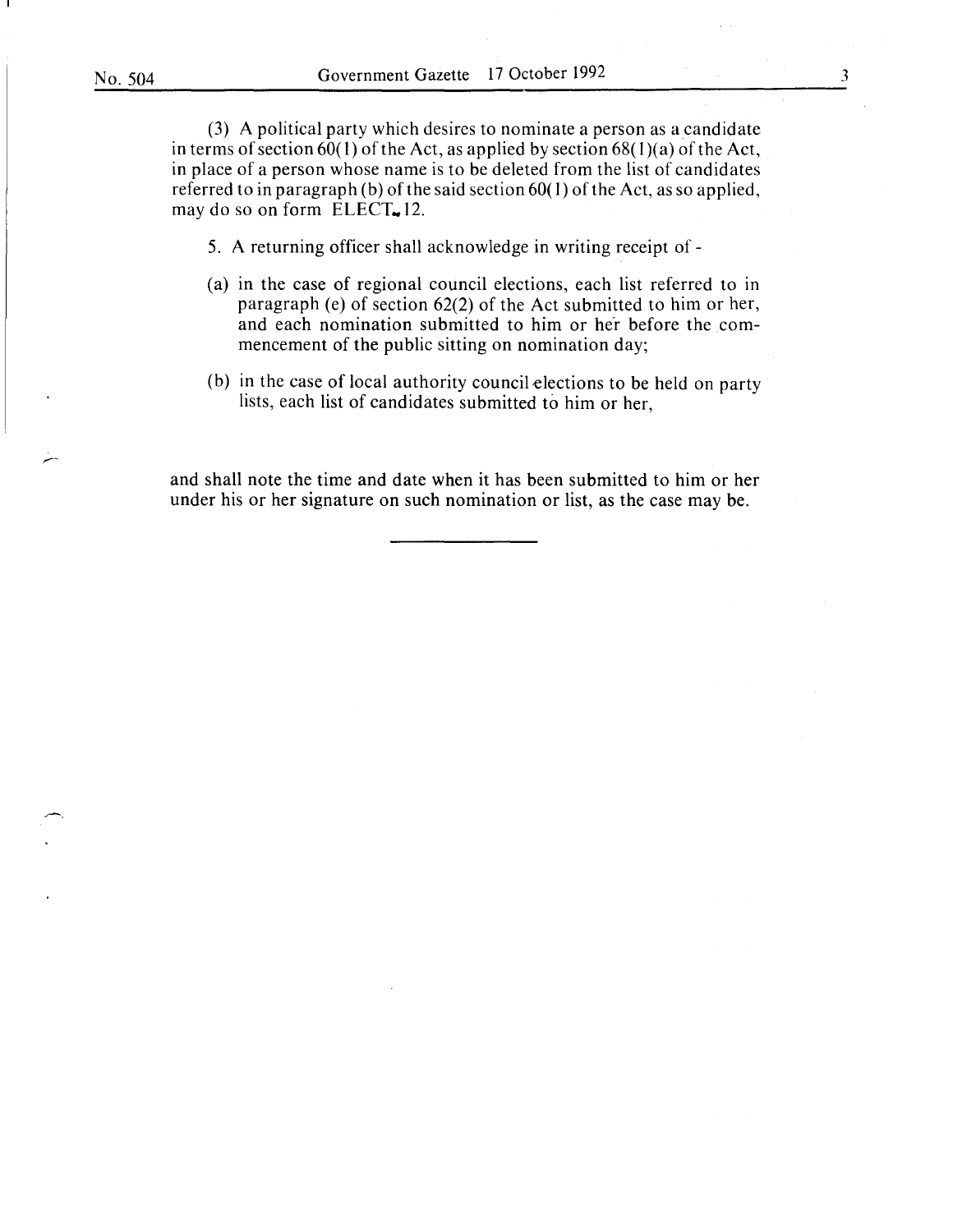(3) A political party which desires to nominate a person as a candidate in terms of section 60(1) of the Act, as applied by section 68(1)(a) of the Act, in place of a person whose name is to be deleted from the list of candidates referred to in paragraph (b) of the said section 60(1) of the Act, as so applied, may do so on form ELECT. 12.

5. A returning officer shall acknowledge in writing receipt of -

(a) in the case of regional council elections, each list referred to in paragraph (e) of section 62(2) of the Act submitted to him or her, and each nomination submitted to him or her before the commencement of the public sitting on nomination day;

(b) in the case of local authority council elections to be held on party lists, each list of candidates submitted to him or her,

and shall note the time and date when it has been submitted to him or her under his or her signature on such nomination or list, as the case may be.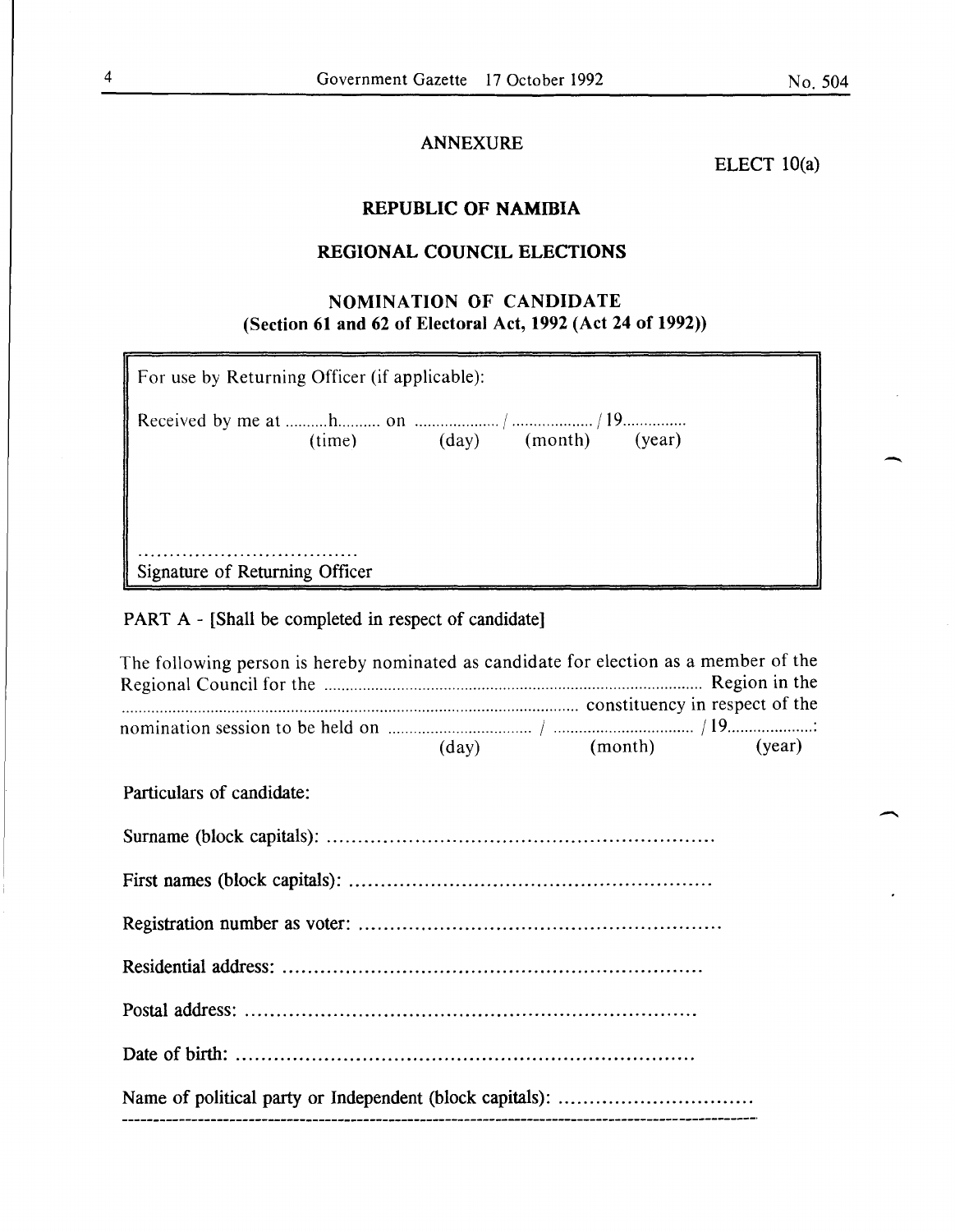ANNEXURE

ELECT 10(a)

## REPUBLIC OF NAMIBIA

## REGIONAL COUNCIL ELECTIONS

### NOMINATION OF CANDIDATE
### (Section 61 and 62 of Electoral Act, 1992 (Act 24 of 1992))

For use by Returning Officer (if applicable):

Received by me at ..........h.......... on ..................... / ..................... / 19...............
(time) (day) (month) (year)

....................................
Signature of Returning Officer

PART A - [Shall be completed in respect of candidate]

The following person is hereby nominated as candidate for election as a member of the Regional Council for the ........................................................................................ Region in the ........................................................................................................ constituency in respect of the nomination session to be held on .................................. / ................................. / 19....................:
(day) (month) (year)

Particulars of candidate:

Surname (block capitals): ..............................................................

First names (block capitals): ..........................................................

Registration number as voter: ..........................................................

Residential address: ...................................................................

Postal address: ..........................................................................

Date of birth: ...........................................................................

Name of political party or Independent (block capitals): ...............................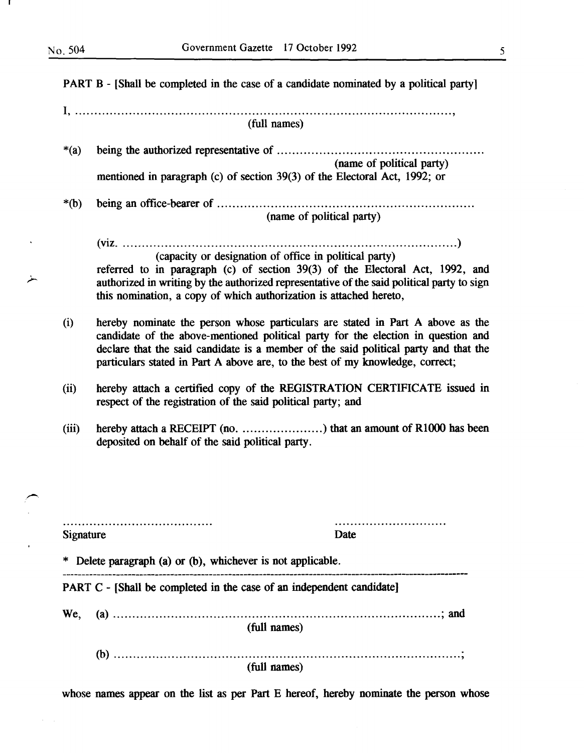PART B - [Shall be completed in the case of a candidate nominated by a political party]

I, .........................................................................................,
(full names)

*(a) being the authorized representative of .....................................................
(name of political party)
mentioned in paragraph (c) of section 39(3) of the Electoral Act, 1992; or

*(b) being an office-bearer of .................................................................
(name of political party)

(viz. ..........................................................................................)
(capacity or designation of office in political party)
referred to in paragraph (c) of section 39(3) of the Electoral Act, 1992, and authorized in writing by the authorized representative of the said political party to sign this nomination, a copy of which authorization is attached hereto,

(i) hereby nominate the person whose particulars are stated in Part A above as the candidate of the above-mentioned political party for the election in question and declare that the said candidate is a member of the said political party and that the particulars stated in Part A above are, to the best of my knowledge, correct;

(ii) hereby attach a certified copy of the REGISTRATION CERTIFICATE issued in respect of the registration of the said political party; and

(iii) hereby attach a RECEIPT (no. .....................) that an amount of R1000 has been deposited on behalf of the said political party.

.......................................                .............................
Signature                                                    Date

* Delete paragraph (a) or (b), whichever is not applicable.

---

PART C - [Shall be completed in the case of an independent candidate]

We, (a) ..............................................................................; and
(full names)

(b) ....................................................................................;
(full names)

whose names appear on the list as per Part E hereof, hereby nominate the person whose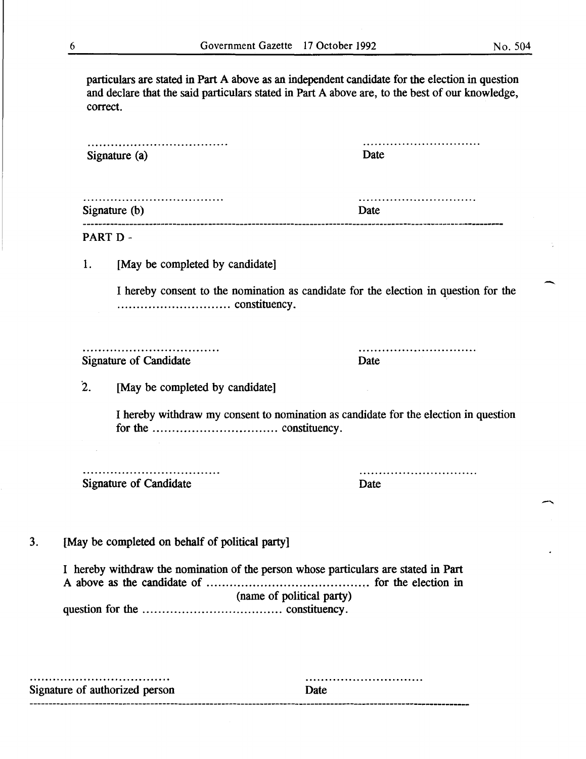particulars are stated in Part A above as an independent candidate for the election in question and declare that the said particulars stated in Part A above are, to the best of our knowledge, correct.

.................................... ..............................

Signature (a) Date

.................................... ..............................

Signature (b) Date

---

PART D -

1. [May be completed by candidate]

I hereby consent to the nomination as candidate for the election in question for the ............................ constituency.

.................................... ..............................

Signature of Candidate Date

2. [May be completed by candidate]

I hereby withdraw my consent to nomination as candidate for the election in question for the ................................ constituency.

.................................... ..............................

Signature of Candidate Date

3. [May be completed on behalf of political party]

I hereby withdraw the nomination of the person whose particulars are stated in Part A above as the candidate of .......................................... for the election in
(name of political party)
question for the .................................... constituency.

.................................... ..............................

Signature of authorized person Date

---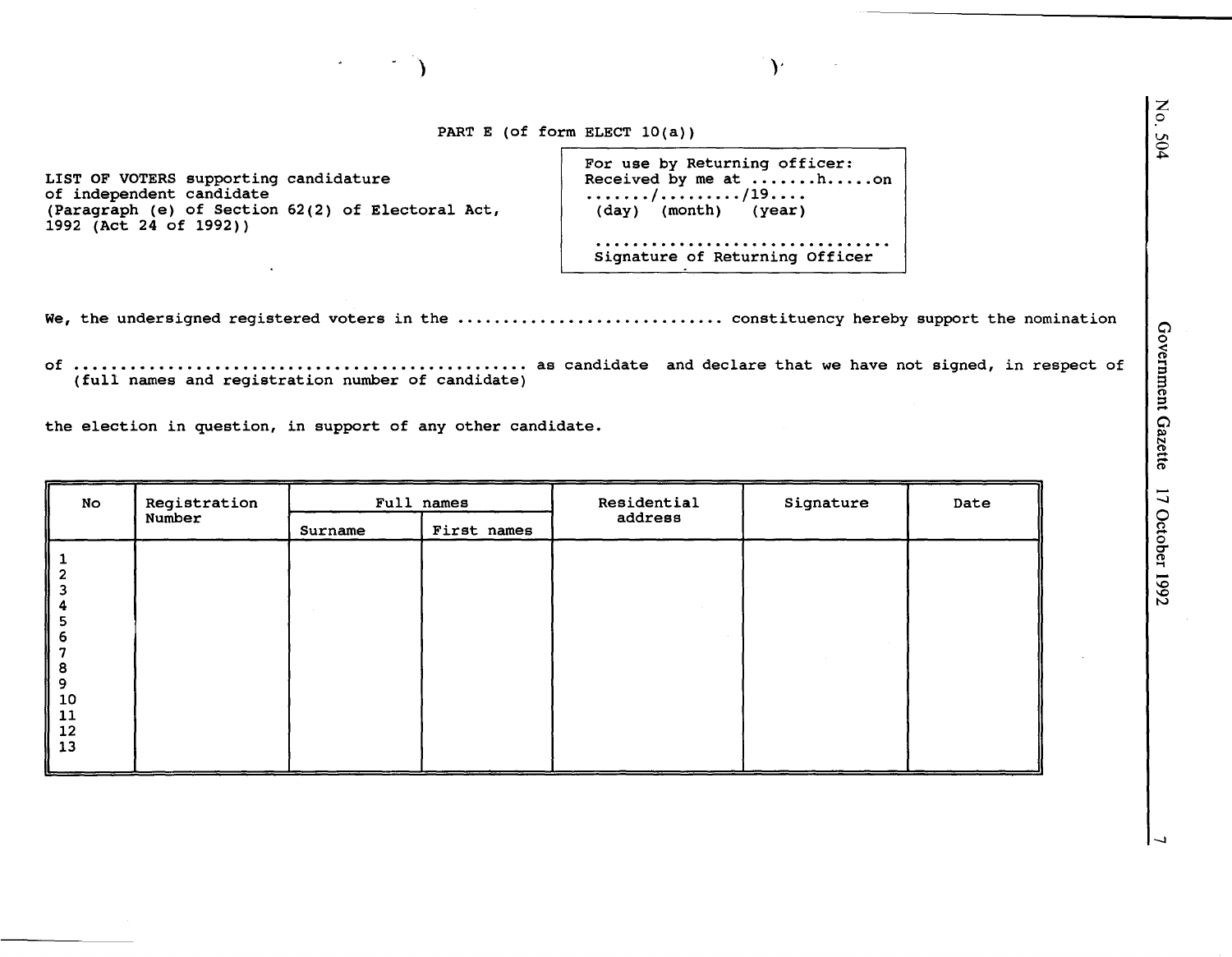PART E (of form ELECT 10(a))

LIST OF VOTERS supporting candidature
of independent candidate
(Paragraph (e) of Section 62(2) of Electoral Act, 1992 (Act 24 of 1992))

For use by Returning officer:
Received by me at .......h.....on
......./........./19....
(day) (month) (year)

..................................
Signature of Returning Officer

We, the undersigned registered voters in the ............................ constituency hereby support the nomination

of ................................................ as candidate and declare that we have not signed, in respect of
(full names and registration number of candidate)

the election in question, in support of any other candidate.

| No | Registration Number | Full names | | Residential address | Signature | Date |
|---|---|---|---|---|---|---|
| | | Surname | First names | | | |
| 1 | | | | | | |
| 2 | | | | | | |
| 3 | | | | | | |
| 4 | | | | | | |
| 5 | | | | | | |
| 6 | | | | | | |
| 7 | | | | | | |
| 8 | | | | | | |
| 9 | | | | | | |
| 10 | | | | | | |
| 11 | | | | | | |
| 12 | | | | | | |
| 13 | | | | | | |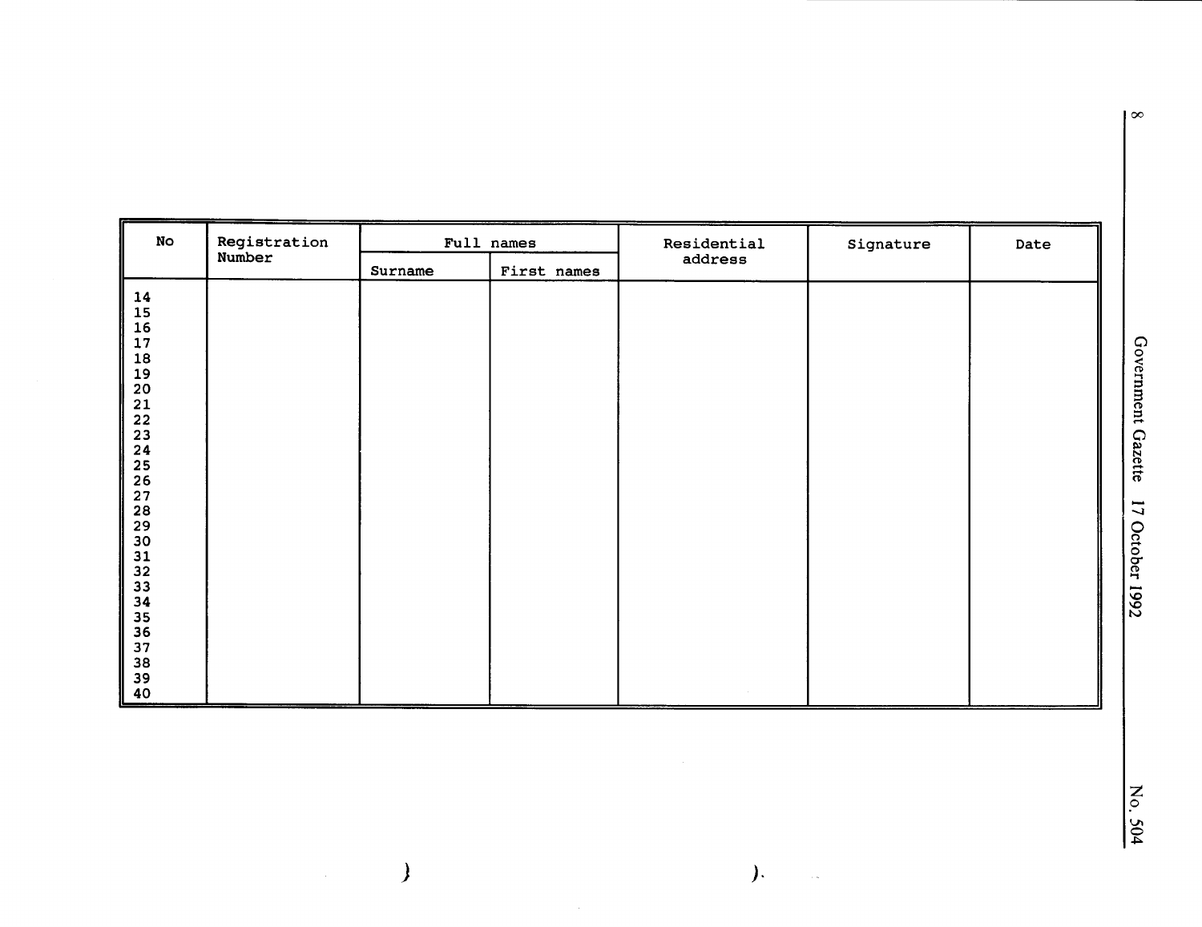| No | Registration Number | Full names | | Residential address | Signature | Date |
|---|---|---|---|---|---|---|
| | | Surname | First names | | | |
| 14 | | | | | | |
| 15 | | | | | | |
| 16 | | | | | | |
| 17 | | | | | | |
| 18 | | | | | | |
| 19 | | | | | | |
| 20 | | | | | | |
| 21 | | | | | | |
| 22 | | | | | | |
| 23 | | | | | | |
| 24 | | | | | | |
| 25 | | | | | | |
| 26 | | | | | | |
| 27 | | | | | | |
| 28 | | | | | | |
| 29 | | | | | | |
| 30 | | | | | | |
| 31 | | | | | | |
| 32 | | | | | | |
| 33 | | | | | | |
| 34 | | | | | | |
| 35 | | | | | | |
| 36 | | | | | | |
| 37 | | | | | | |
| 38 | | | | | | |
| 39 | | | | | | |
| 40 | | | | | | |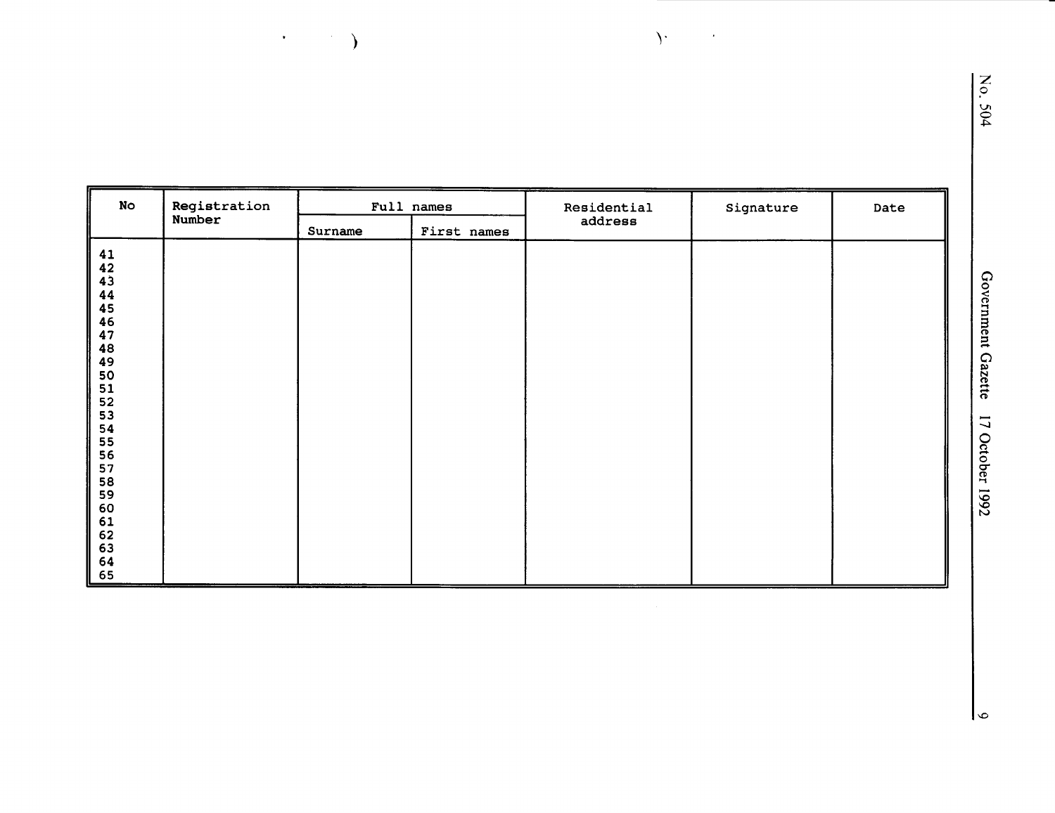| No | Registration Number | Full names | | Residential address | Signature | Date |
|---|---|---|---|---|---|---|
| | | Surname | First names | | | |
| 41 | | | | | | |
| 42 | | | | | | |
| 43 | | | | | | |
| 44 | | | | | | |
| 45 | | | | | | |
| 46 | | | | | | |
| 47 | | | | | | |
| 48 | | | | | | |
| 49 | | | | | | |
| 50 | | | | | | |
| 51 | | | | | | |
| 52 | | | | | | |
| 53 | | | | | | |
| 54 | | | | | | |
| 55 | | | | | | |
| 56 | | | | | | |
| 57 | | | | | | |
| 58 | | | | | | |
| 59 | | | | | | |
| 60 | | | | | | |
| 61 | | | | | | |
| 62 | | | | | | |
| 63 | | | | | | |
| 64 | | | | | | |
| 65 | | | | | | |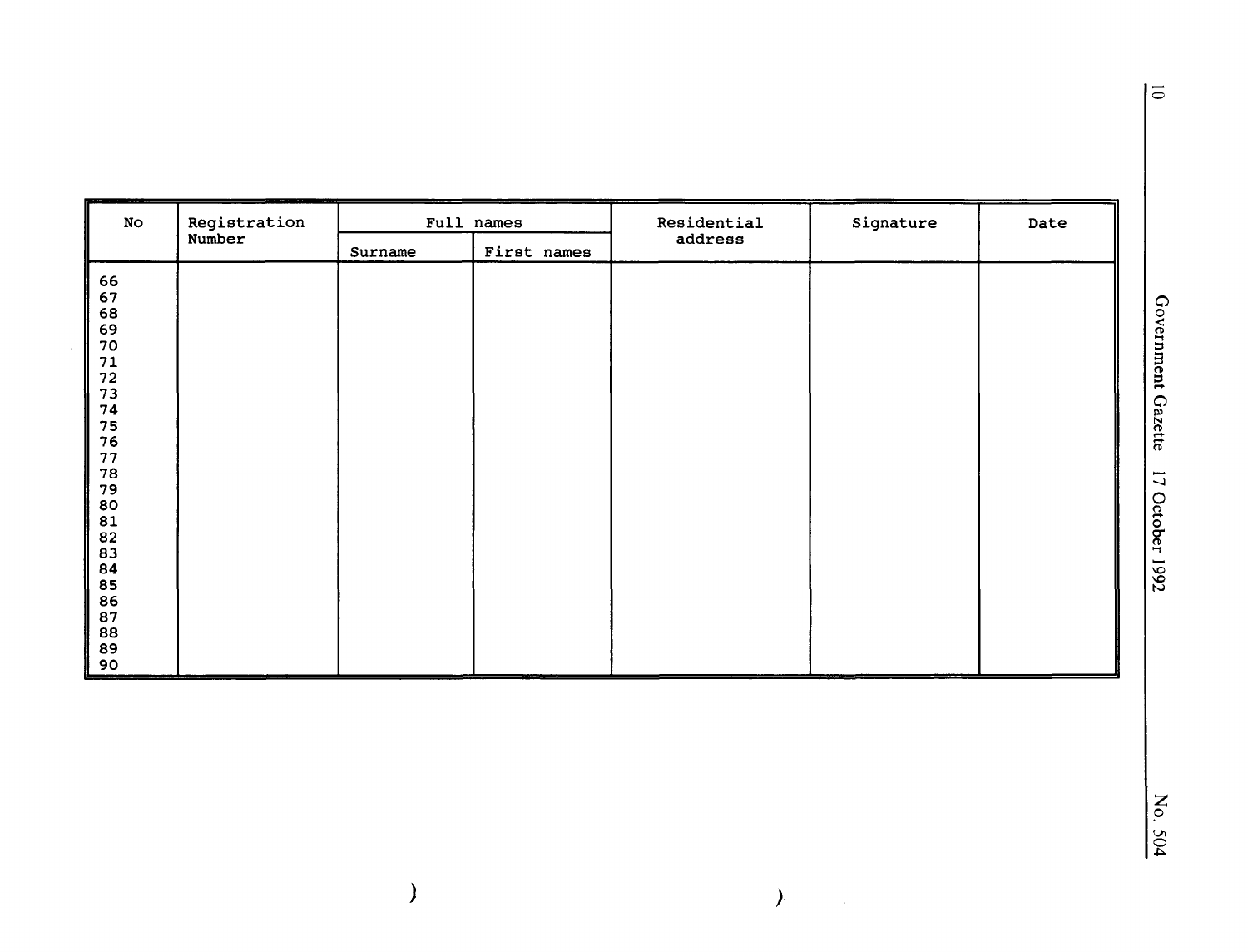| No | Registration Number | Full names | | Residential address | Signature | Date |
|---|---|---|---|---|---|---|
| | | Surname | First names | | | |
| 66 | | | | | | |
| 67 | | | | | | |
| 68 | | | | | | |
| 69 | | | | | | |
| 70 | | | | | | |
| 71 | | | | | | |
| 72 | | | | | | |
| 73 | | | | | | |
| 74 | | | | | | |
| 75 | | | | | | |
| 76 | | | | | | |
| 77 | | | | | | |
| 78 | | | | | | |
| 79 | | | | | | |
| 80 | | | | | | |
| 81 | | | | | | |
| 82 | | | | | | |
| 83 | | | | | | |
| 84 | | | | | | |
| 85 | | | | | | |
| 86 | | | | | | |
| 87 | | | | | | |
| 88 | | | | | | |
| 89 | | | | | | |
| 90 | | | | | | |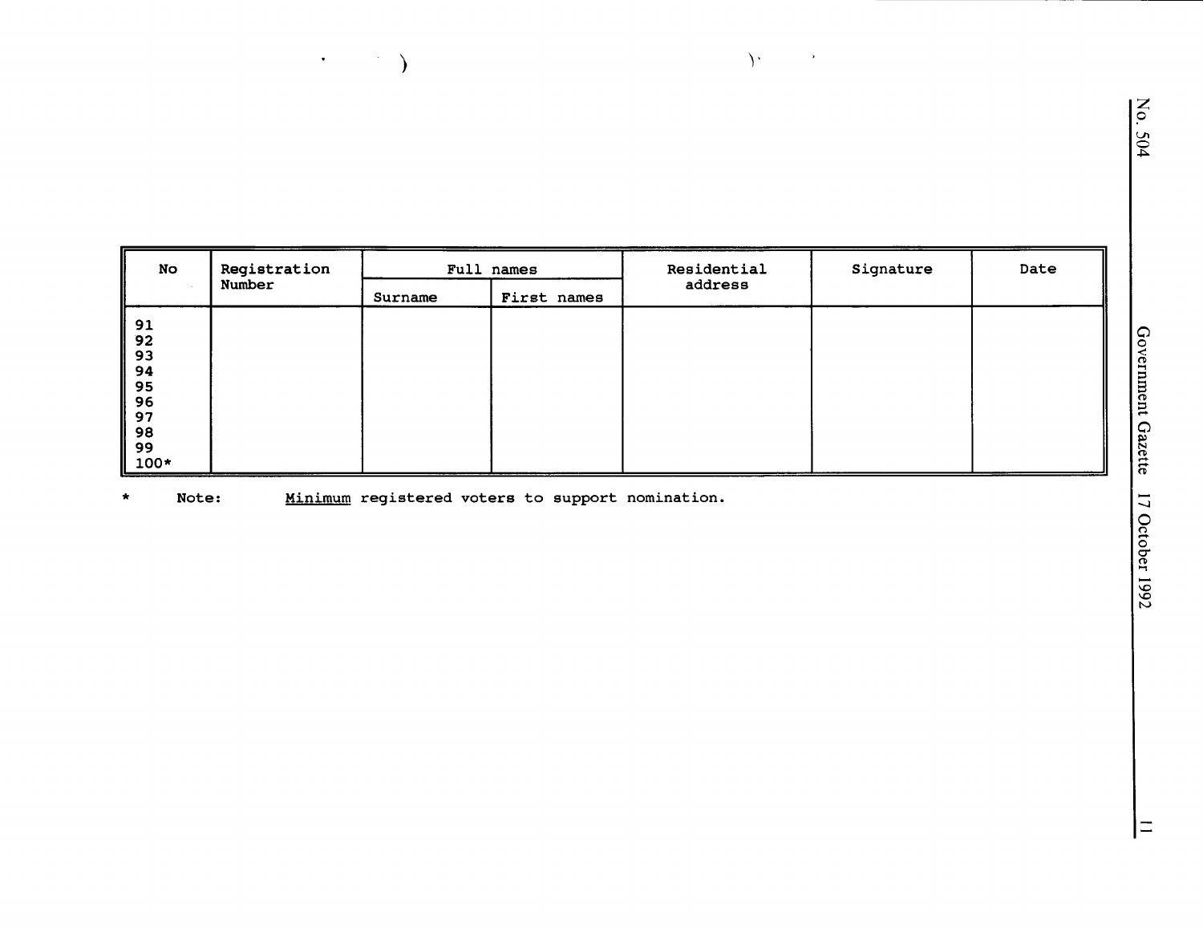| No | Registration Number | Full names | | Residential address | Signature | Date |
|---|---|---|---|---|---|---|
| | | Surname | First names | | | |
| 91 | | | | | | |
| 92 | | | | | | |
| 93 | | | | | | |
| 94 | | | | | | |
| 95 | | | | | | |
| 96 | | | | | | |
| 97 | | | | | | |
| 98 | | | | | | |
| 99 | | | | | | |
| 100* | | | | | | |

* Note: Minimum registered voters to support nomination.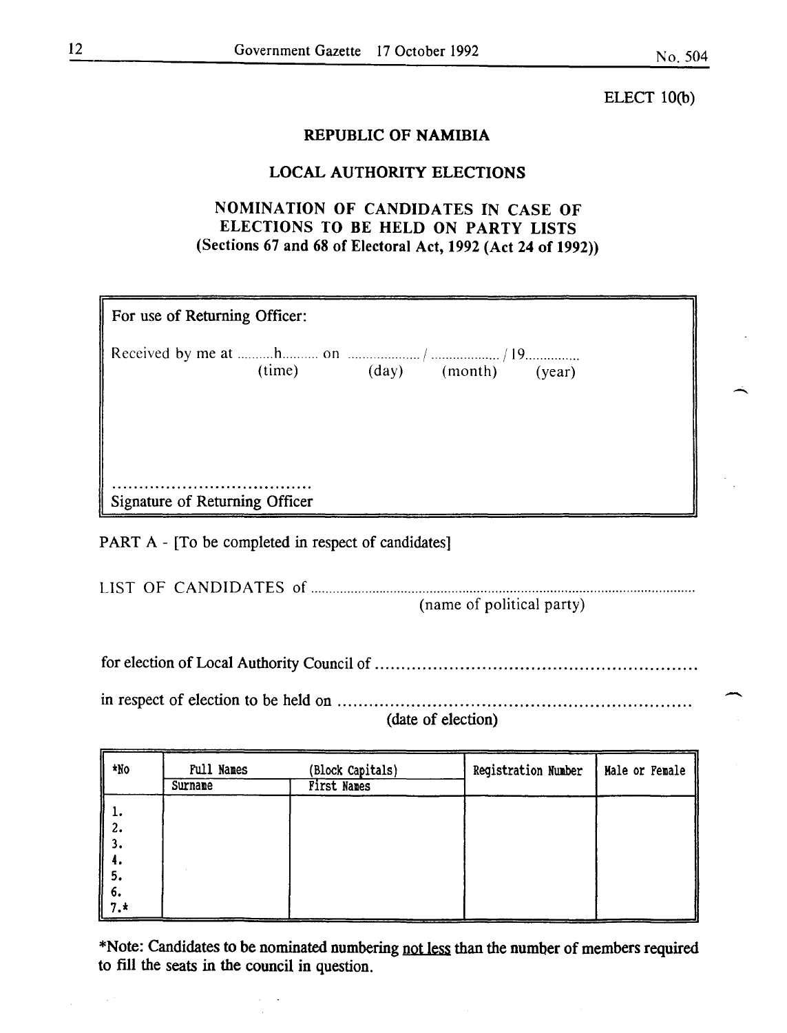ELECT 10(b)

## REPUBLIC OF NAMIBIA

## LOCAL AUTHORITY ELECTIONS

### NOMINATION OF CANDIDATES IN CASE OF ELECTIONS TO BE HELD ON PARTY LISTS
**(Sections 67 and 68 of Electoral Act, 1992 (Act 24 of 1992))**

| For use of Returning Officer: |
|---|
| Received by me at ..........h.......... on ..................../..................../19.............. <br> (time) (day) (month) (year) |
| ..................................... <br> Signature of Returning Officer |

PART A - [To be completed in respect of candidates]

LIST OF CANDIDATES of .................................................................................................
(name of political party)

for election of Local Authority Council of ...........................................................

in respect of election to be held on ...........................................................
(date of election)

| *No | Full Names (Block Capitals) | | Registration Number | Male or Female |
|---|---|---|---|---|
| | Surname | First Names | | |
| 1. | | | | |
| 2. | | | | |
| 3. | | | | |
| 4. | | | | |
| 5. | | | | |
| 6. | | | | |
| 7.* | | | | |

*Note: Candidates to be nominated numbering not less than the number of members required to fill the seats in the council in question.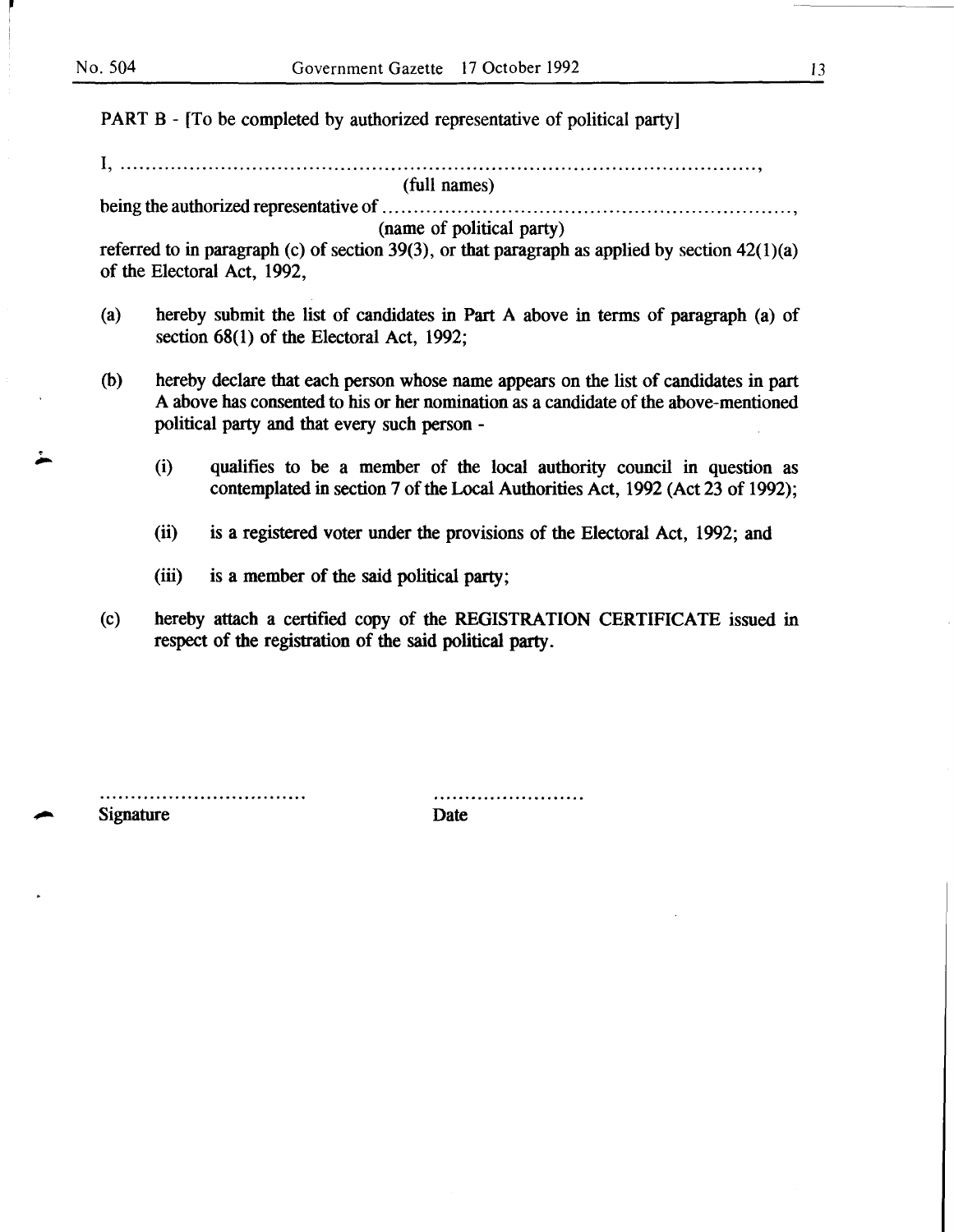PART B - [To be completed by authorized representative of political party]

I, ..................................................................................................,

(full names)

being the authorized representative of ..............................................................,

(name of political party)

referred to in paragraph (c) of section 39(3), or that paragraph as applied by section 42(1)(a) of the Electoral Act, 1992,

(a) hereby submit the list of candidates in Part A above in terms of paragraph (a) of section 68(1) of the Electoral Act, 1992;

(b) hereby declare that each person whose name appears on the list of candidates in part A above has consented to his or her nomination as a candidate of the above-mentioned political party and that every such person -

   (i) qualifies to be a member of the local authority council in question as contemplated in section 7 of the Local Authorities Act, 1992 (Act 23 of 1992);

   (ii) is a registered voter under the provisions of the Electoral Act, 1992; and

   (iii) is a member of the said political party;

(c) hereby attach a certified copy of the REGISTRATION CERTIFICATE issued in respect of the registration of the said political party.

................................ Signature

........................ Date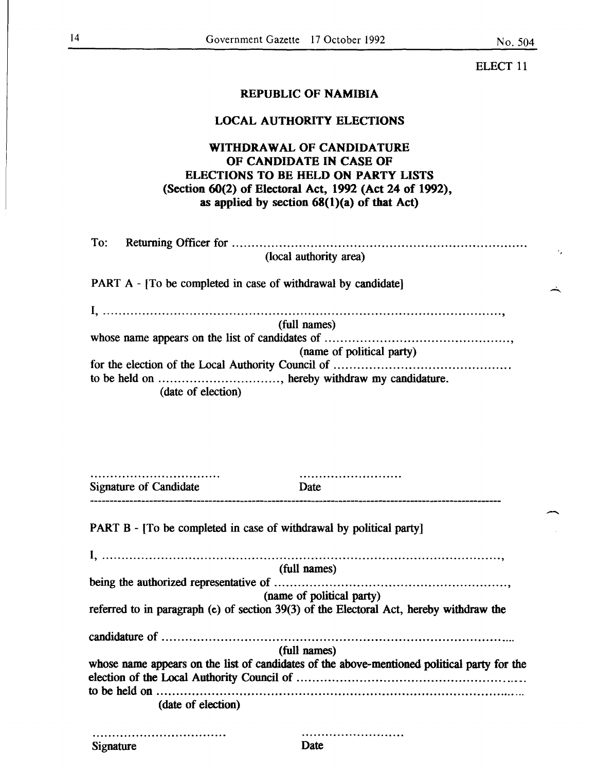ELECT 11

**REPUBLIC OF NAMIBIA**

**LOCAL AUTHORITY ELECTIONS**

**WITHDRAWAL OF CANDIDATURE OF CANDIDATE IN CASE OF ELECTIONS TO BE HELD ON PARTY LISTS (Section 60(2) of Electoral Act, 1992 (Act 24 of 1992), as applied by section 68(1)(a) of that Act)**

To: Returning Officer for ..........................................................................
(local authority area)

PART A - [To be completed in case of withdrawal by candidate]

I, ..........................................................................................................,
(full names)
whose name appears on the list of candidates of ...............................................,
(name of political party)
for the election of the Local Authority Council of ............................................
to be held on ..............................., hereby withdraw my candidature.
(date of election)

................................. ..........................
Signature of Candidate Date

---

PART B - [To be completed in case of withdrawal by political party]

I, ..........................................................................................................,
(full names)
being the authorized representative of ...........................................................,
(name of political party)
referred to in paragraph (c) of section 39(3) of the Electoral Act, hereby withdraw the

candidature of .....................................................................................
(full names)
whose name appears on the list of candidates of the above-mentioned political party for the election of the Local Authority Council of ......................................................
to be held on .........................................................................................
(date of election)

.................................. ..........................
Signature Date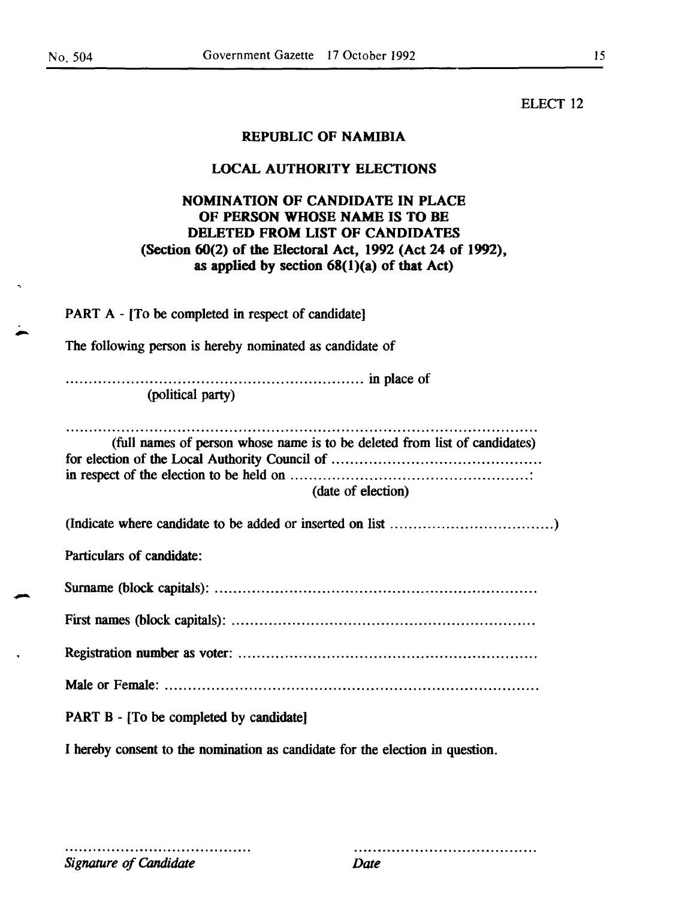ELECT 12

**REPUBLIC OF NAMIBIA**

**LOCAL AUTHORITY ELECTIONS**

**NOMINATION OF CANDIDATE IN PLACE OF PERSON WHOSE NAME IS TO BE DELETED FROM LIST OF CANDIDATES (Section 60(2) of the Electoral Act, 1992 (Act 24 of 1992), as applied by section 68(1)(a) of that Act)**

PART A - [To be completed in respect of candidate]

The following person is hereby nominated as candidate of

............................................................... in place of
(political party)

..........................................................................................................
(full names of person whose name is to be deleted from list of candidates)
for election of the Local Authority Council of ............................................
in respect of the election to be held on ...................................................:
(date of election)

(Indicate where candidate to be added or inserted on list ..................................)

Particulars of candidate:

Surname (block capitals): ....................................................................

First names (block capitals): .................................................................

Registration number as voter: ................................................................

Male or Female: ..................................................................................

PART B - [To be completed by candidate]

I hereby consent to the nomination as candidate for the election in question.

........................................
*Signature of Candidate*

........................................
*Date*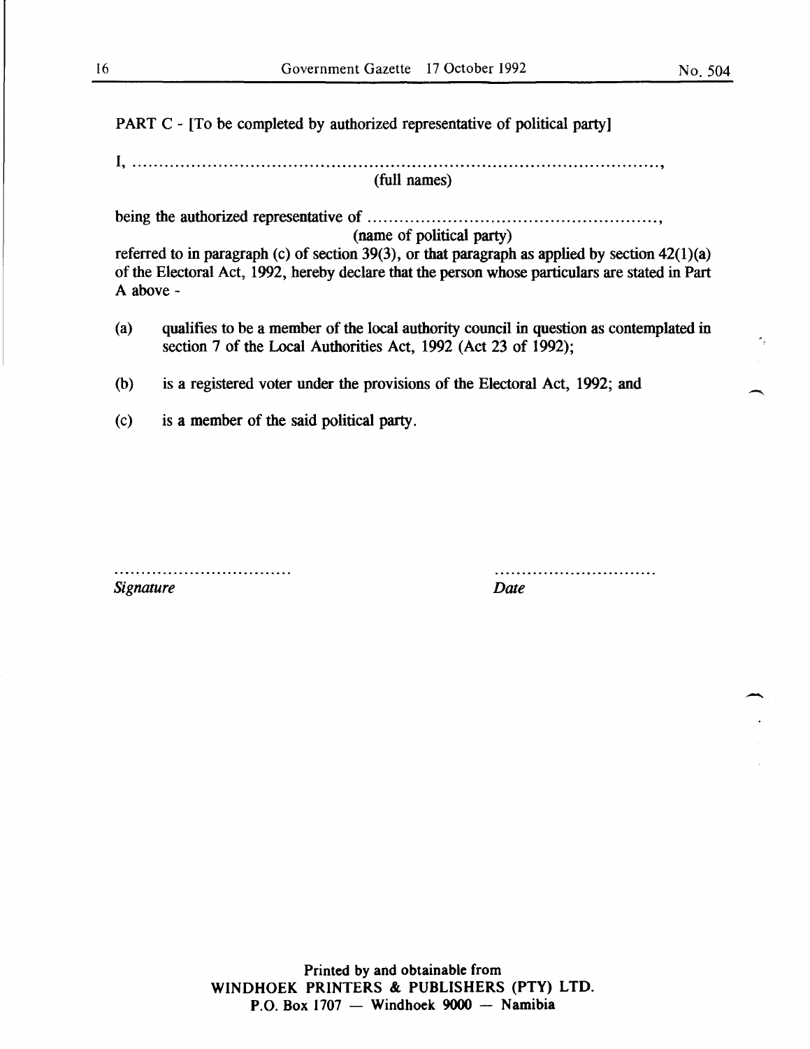PART C - [To be completed by authorized representative of political party]

I, ............................................................................................................,
(full names)

being the authorized representative of ......................................................,
(name of political party)
referred to in paragraph (c) of section 39(3), or that paragraph as applied by section 42(1)(a) of the Electoral Act, 1992, hereby declare that the person whose particulars are stated in Part A above -

(a) qualifies to be a member of the local authority council in question as contemplated in section 7 of the Local Authorities Act, 1992 (Act 23 of 1992);

(b) is a registered voter under the provisions of the Electoral Act, 1992; and

(c) is a member of the said political party.

.................................. ..............................
*Signature* *Date*

**Printed by and obtainable from**
**WINDHOEK PRINTERS & PUBLISHERS (PTY) LTD.**
**P.O. Box 1707 — Windhoek 9000 — Namibia**